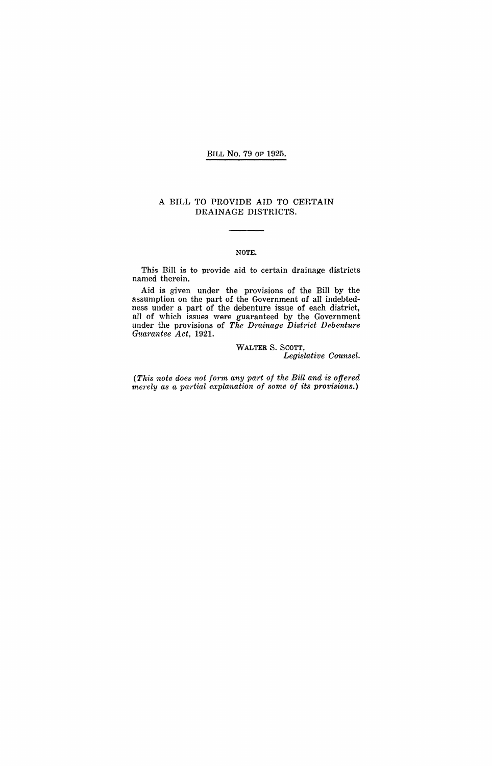# BILL No. 79 OF 1925.

## A BILL TO PROVIDE AID TO CERTAIN DRAINAGE DISTRICTS.

NOTE.

This Bill is to provide aid to certain drainage districts named therein.

Aid is given under the provisions of the Bill by the assumption on the part of the Government of all indebtedness under a part of the debenture issue of each district, all of which issues were guaranteed by the Government under the provisions of *The Drainage District Debenture Guarantee Act*, 1921.

WALTER S. SCOTT,
*Legislative Counsel.*

*(This note does not form any part of the Bill and is offered merely as a partial explanation of some of its provisions.)*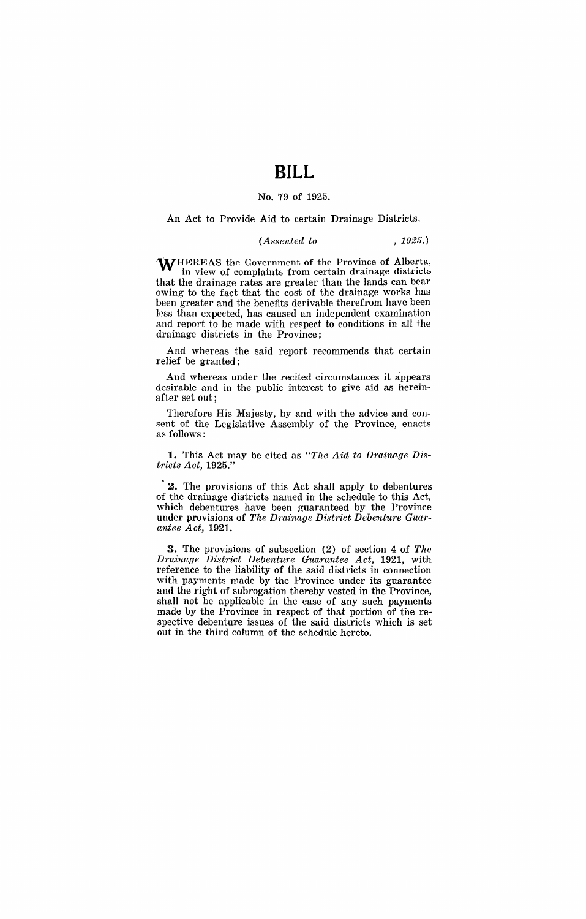# BILL

No. 79 of 1925.

An Act to Provide Aid to certain Drainage Districts.

*(Assented to , 1925.)*

WHEREAS the Government of the Province of Alberta, in view of complaints from certain drainage districts that the drainage rates are greater than the lands can bear owing to the fact that the cost of the drainage works has been greater and the benefits derivable therefrom have been less than expected, has caused an independent examination and report to be made with respect to conditions in all the drainage districts in the Province;

And whereas the said report recommends that certain relief be granted;

And whereas under the recited circumstances it appears desirable and in the public interest to give aid as hereinafter set out;

Therefore His Majesty, by and with the advice and consent of the Legislative Assembly of the Province, enacts as follows:

**1.** This Act may be cited as *"The Aid to Drainage Districts Act,* 1925."

**2.** The provisions of this Act shall apply to debentures of the drainage districts named in the schedule to this Act, which debentures have been guaranteed by the Province under provisions of *The Drainage District Debenture Guarantee Act,* 1921.

**3.** The provisions of subsection (2) of section 4 of *The Drainage District Debenture Guarantee Act,* 1921, with reference to the liability of the said districts in connection with payments made by the Province under its guarantee and the right of subrogation thereby vested in the Province, shall not be applicable in the case of any such payments made by the Province in respect of that portion of the respective debenture issues of the said districts which is set out in the third column of the schedule hereto.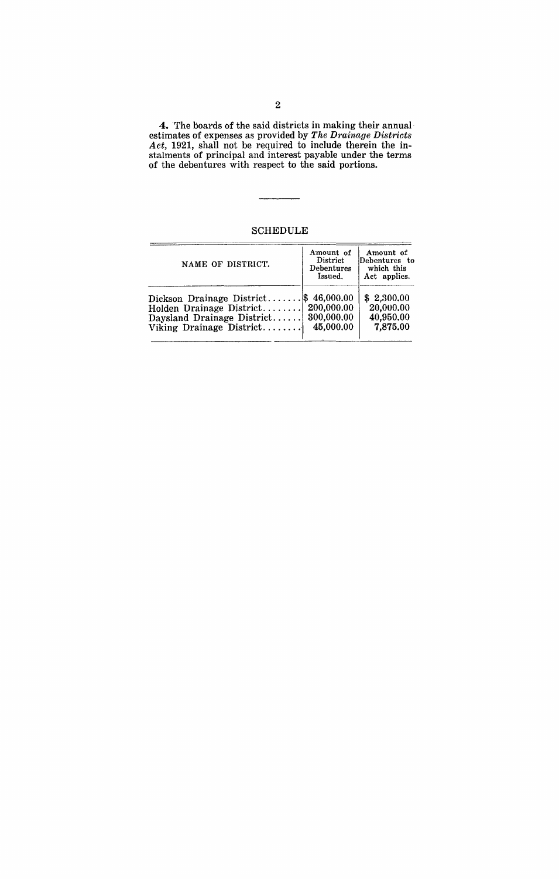**4.** The boards of the said districts in making their annual estimates of expenses as provided by *The Drainage Districts Act*, 1921, shall not be required to include therein the instalments of principal and interest payable under the terms of the debentures with respect to the said portions.

---

## SCHEDULE

| NAME OF DISTRICT. | Amount of District Debentures Issued. | Amount of Debentures to which this Act applies. |
|---|---|---|
| Dickson Drainage District....... | $ 46,000.00 | $ 2,300.00 |
| Holden Drainage District........ | 200,000.00 | 20,000.00 |
| Daysland Drainage District...... | 300,000.00 | 40,950.00 |
| Viking Drainage District........ | 45,000.00 | 7,875.00 |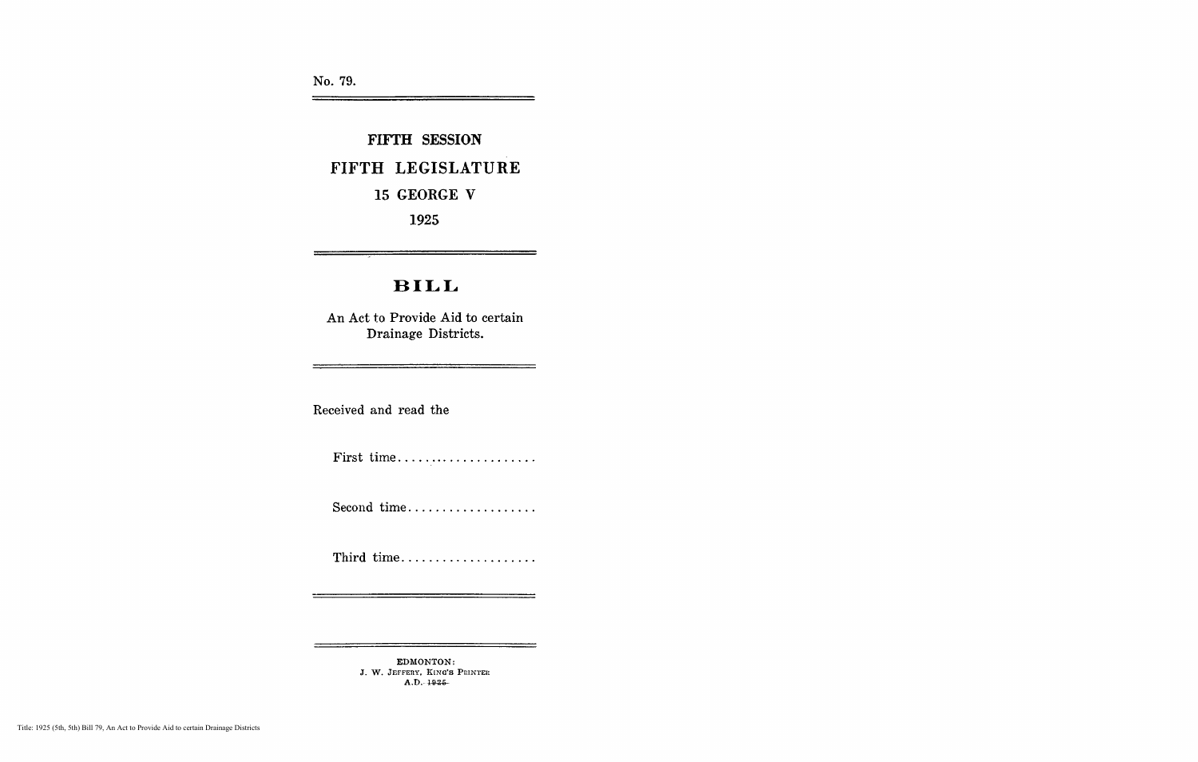No. 79.

# FIFTH SESSION

# FIFTH LEGISLATURE

## 15 GEORGE V

## 1925

# BILL

An Act to Provide Aid to certain Drainage Districts.

Received and read the

First time....................

Second time..................

Third time...................

EDMONTON:
J. W. JEFFERY, KING'S PRINTER
A.D. ~~1925~~

Title: 1925 (5th, 5th) Bill 79, An Act to Provide Aid to certain Drainage Districts